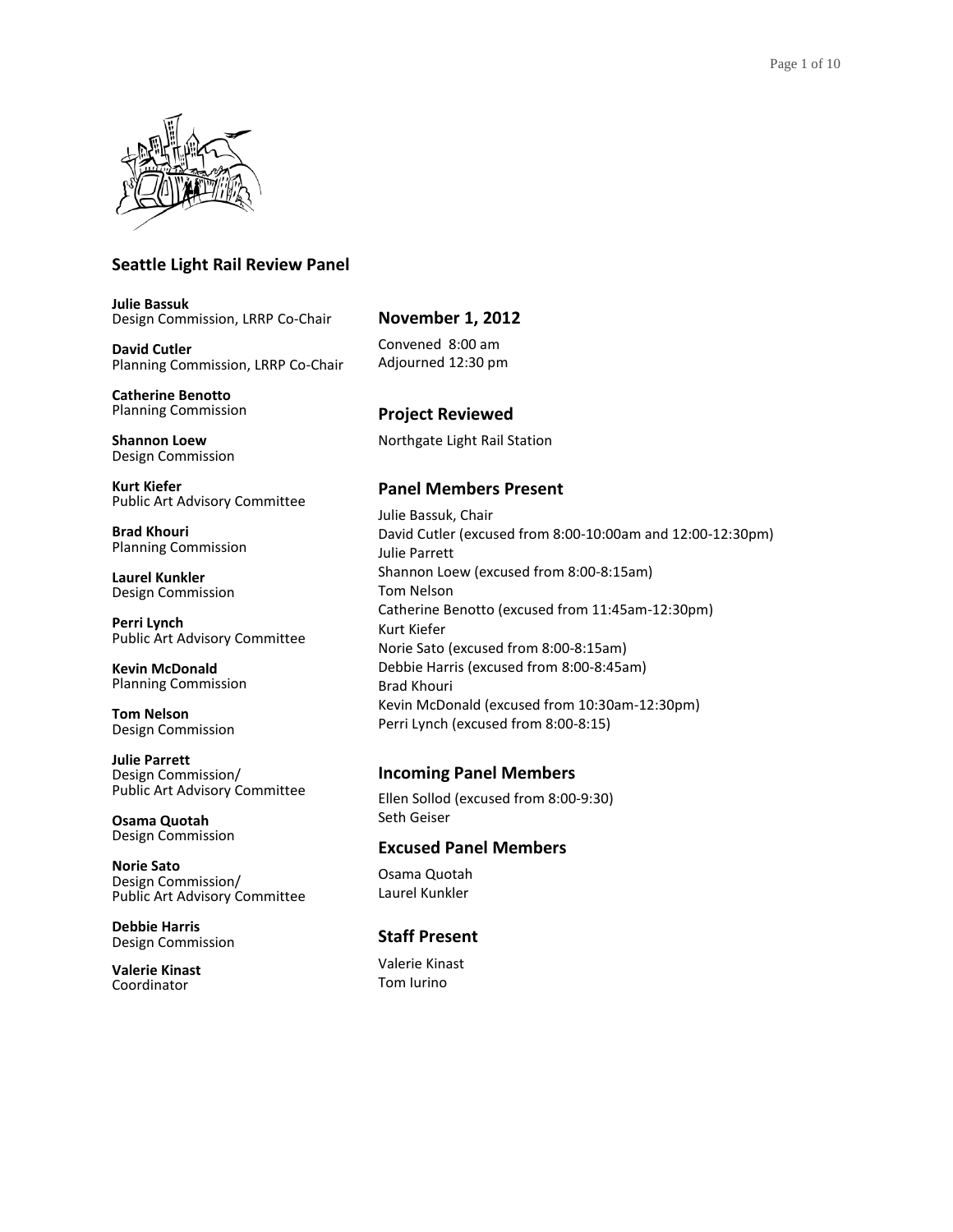## Seattle Light Rail Review Panel

**Julie Bassuk**
Design Commission, LRRP Co-Chair

**David Cutler**
Planning Commission, LRRP Co-Chair

**Catherine Benotto**
Planning Commission

**Shannon Loew**
Design Commission

**Kurt Kiefer**
Public Art Advisory Committee

**Brad Khouri**
Planning Commission

**Laurel Kunkler**
Design Commission

**Perri Lynch**
Public Art Advisory Committee

**Kevin McDonald**
Planning Commission

**Tom Nelson**
Design Commission

**Julie Parrett**
Design Commission/
Public Art Advisory Committee

**Osama Quotah**
Design Commission

**Norie Sato**
Design Commission/
Public Art Advisory Committee

**Debbie Harris**
Design Commission

**Valerie Kinast**
Coordinator

### November 1, 2012

Convened 8:00 am
Adjourned 12:30 pm

### Project Reviewed

Northgate Light Rail Station

### Panel Members Present

Julie Bassuk, Chair
David Cutler (excused from 8:00-10:00am and 12:00-12:30pm)
Julie Parrett
Shannon Loew (excused from 8:00-8:15am)
Tom Nelson
Catherine Benotto (excused from 11:45am-12:30pm)
Kurt Kiefer
Norie Sato (excused from 8:00-8:15am)
Debbie Harris (excused from 8:00-8:45am)
Brad Khouri
Kevin McDonald (excused from 10:30am-12:30pm)
Perri Lynch (excused from 8:00-8:15)

### Incoming Panel Members

Ellen Sollod (excused from 8:00-9:30)
Seth Geiser

### Excused Panel Members

Osama Quotah
Laurel Kunkler

### Staff Present

Valerie Kinast
Tom Iurino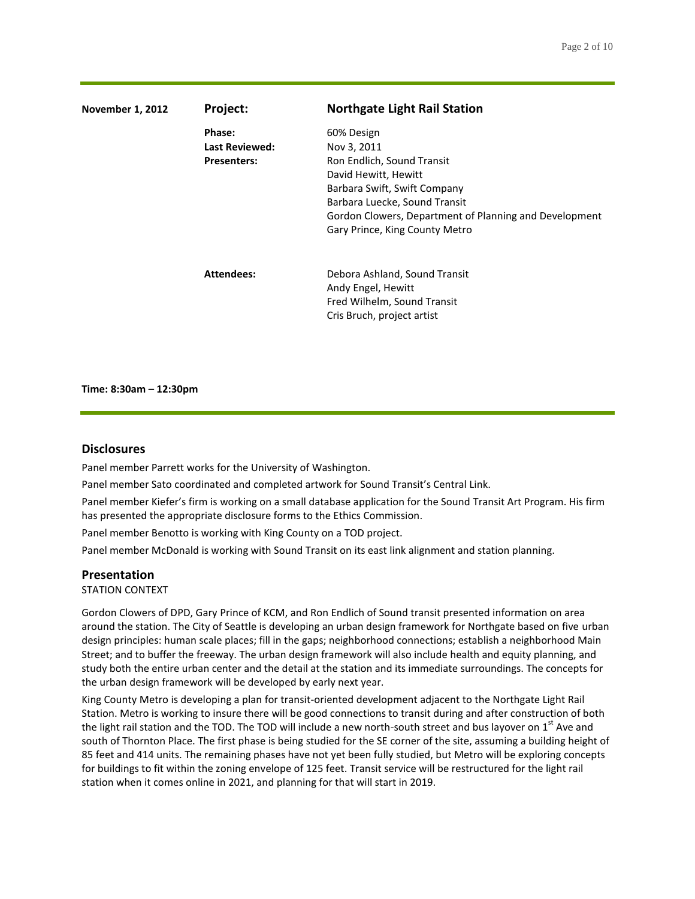| November 1, 2012 | **Project:** | **Northgate Light Rail Station** |
|---|---|---|
| | **Phase:** | 60% Design |
| | **Last Reviewed:** | Nov 3, 2011 |
| | **Presenters:** | Ron Endlich, Sound Transit<br>David Hewitt, Hewitt<br>Barbara Swift, Swift Company<br>Barbara Luecke, Sound Transit<br>Gordon Clowers, Department of Planning and Development<br>Gary Prince, King County Metro |
| | **Attendees:** | Debora Ashland, Sound Transit<br>Andy Engel, Hewitt<br>Fred Wilhelm, Sound Transit<br>Cris Bruch, project artist |

**Time: 8:30am – 12:30pm**

## Disclosures

Panel member Parrett works for the University of Washington.

Panel member Sato coordinated and completed artwork for Sound Transit's Central Link.

Panel member Kiefer's firm is working on a small database application for the Sound Transit Art Program. His firm has presented the appropriate disclosure forms to the Ethics Commission.

Panel member Benotto is working with King County on a TOD project.

Panel member McDonald is working with Sound Transit on its east link alignment and station planning.

## Presentation

STATION CONTEXT

Gordon Clowers of DPD, Gary Prince of KCM, and Ron Endlich of Sound transit presented information on area around the station. The City of Seattle is developing an urban design framework for Northgate based on five urban design principles: human scale places; fill in the gaps; neighborhood connections; establish a neighborhood Main Street; and to buffer the freeway. The urban design framework will also include health and equity planning, and study both the entire urban center and the detail at the station and its immediate surroundings. The concepts for the urban design framework will be developed by early next year.

King County Metro is developing a plan for transit-oriented development adjacent to the Northgate Light Rail Station. Metro is working to insure there will be good connections to transit during and after construction of both the light rail station and the TOD. The TOD will include a new north-south street and bus layover on 1st Ave and south of Thornton Place. The first phase is being studied for the SE corner of the site, assuming a building height of 85 feet and 414 units. The remaining phases have not yet been fully studied, but Metro will be exploring concepts for buildings to fit within the zoning envelope of 125 feet. Transit service will be restructured for the light rail station when it comes online in 2021, and planning for that will start in 2019.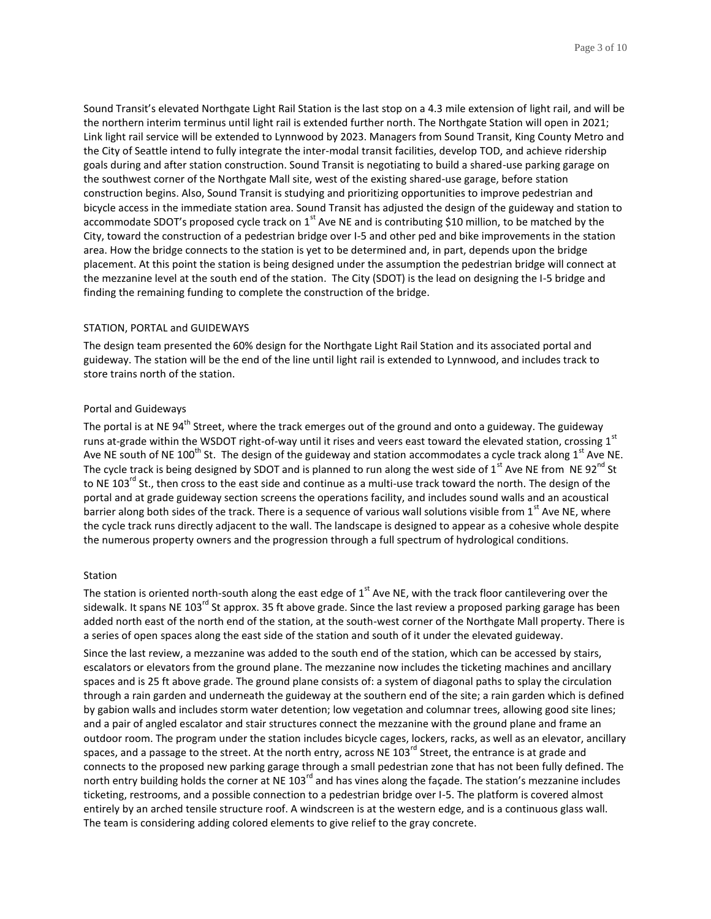Sound Transit's elevated Northgate Light Rail Station is the last stop on a 4.3 mile extension of light rail, and will be the northern interim terminus until light rail is extended further north. The Northgate Station will open in 2021; Link light rail service will be extended to Lynnwood by 2023. Managers from Sound Transit, King County Metro and the City of Seattle intend to fully integrate the inter-modal transit facilities, develop TOD, and achieve ridership goals during and after station construction. Sound Transit is negotiating to build a shared-use parking garage on the southwest corner of the Northgate Mall site, west of the existing shared-use garage, before station construction begins. Also, Sound Transit is studying and prioritizing opportunities to improve pedestrian and bicycle access in the immediate station area. Sound Transit has adjusted the design of the guideway and station to accommodate SDOT's proposed cycle track on 1st Ave NE and is contributing $10 million, to be matched by the City, toward the construction of a pedestrian bridge over I-5 and other ped and bike improvements in the station area. How the bridge connects to the station is yet to be determined and, in part, depends upon the bridge placement. At this point the station is being designed under the assumption the pedestrian bridge will connect at the mezzanine level at the south end of the station. The City (SDOT) is the lead on designing the I-5 bridge and finding the remaining funding to complete the construction of the bridge.

## STATION, PORTAL and GUIDEWAYS

The design team presented the 60% design for the Northgate Light Rail Station and its associated portal and guideway. The station will be the end of the line until light rail is extended to Lynnwood, and includes track to store trains north of the station.

### Portal and Guideways

The portal is at NE 94th Street, where the track emerges out of the ground and onto a guideway. The guideway runs at-grade within the WSDOT right-of-way until it rises and veers east toward the elevated station, crossing 1st Ave NE south of NE 100th St. The design of the guideway and station accommodates a cycle track along 1st Ave NE. The cycle track is being designed by SDOT and is planned to run along the west side of 1st Ave NE from NE 92nd St to NE 103rd St., then cross to the east side and continue as a multi-use track toward the north. The design of the portal and at grade guideway section screens the operations facility, and includes sound walls and an acoustical barrier along both sides of the track. There is a sequence of various wall solutions visible from 1st Ave NE, where the cycle track runs directly adjacent to the wall. The landscape is designed to appear as a cohesive whole despite the numerous property owners and the progression through a full spectrum of hydrological conditions.

### Station

The station is oriented north-south along the east edge of 1st Ave NE, with the track floor cantilevering over the sidewalk. It spans NE 103rd St approx. 35 ft above grade. Since the last review a proposed parking garage has been added north east of the north end of the station, at the south-west corner of the Northgate Mall property. There is a series of open spaces along the east side of the station and south of it under the elevated guideway.

Since the last review, a mezzanine was added to the south end of the station, which can be accessed by stairs, escalators or elevators from the ground plane. The mezzanine now includes the ticketing machines and ancillary spaces and is 25 ft above grade. The ground plane consists of: a system of diagonal paths to splay the circulation through a rain garden and underneath the guideway at the southern end of the site; a rain garden which is defined by gabion walls and includes storm water detention; low vegetation and columnar trees, allowing good site lines; and a pair of angled escalator and stair structures connect the mezzanine with the ground plane and frame an outdoor room. The program under the station includes bicycle cages, lockers, racks, as well as an elevator, ancillary spaces, and a passage to the street. At the north entry, across NE 103rd Street, the entrance is at grade and connects to the proposed new parking garage through a small pedestrian zone that has not been fully defined. The north entry building holds the corner at NE 103rd and has vines along the façade. The station's mezzanine includes ticketing, restrooms, and a possible connection to a pedestrian bridge over I-5. The platform is covered almost entirely by an arched tensile structure roof. A windscreen is at the western edge, and is a continuous glass wall. The team is considering adding colored elements to give relief to the gray concrete.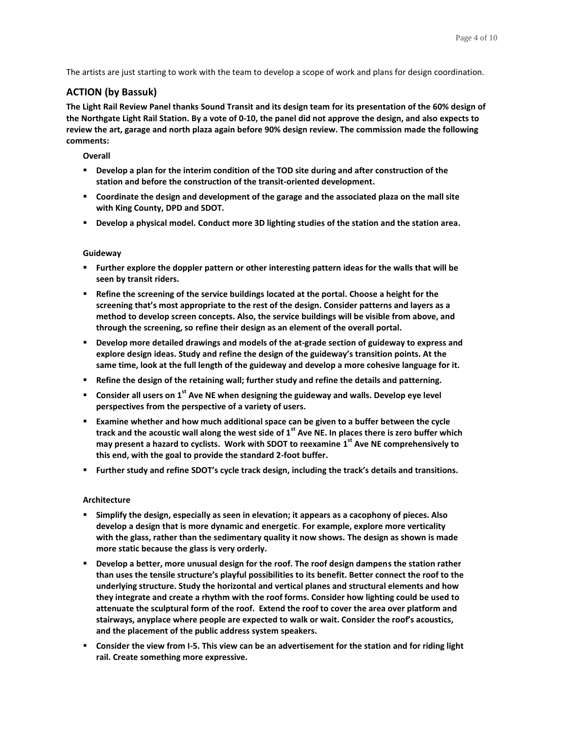The artists are just starting to work with the team to develop a scope of work and plans for design coordination.

## ACTION (by Bassuk)

**The Light Rail Review Panel thanks Sound Transit and its design team for its presentation of the 60% design of the Northgate Light Rail Station. By a vote of 0-10, the panel did not approve the design, and also expects to review the art, garage and north plaza again before 90% design review. The commission made the following comments:**

**Overall**

- **Develop a plan for the interim condition of the TOD site during and after construction of the station and before the construction of the transit-oriented development.**
- **Coordinate the design and development of the garage and the associated plaza on the mall site with King County, DPD and SDOT.**
- **Develop a physical model. Conduct more 3D lighting studies of the station and the station area.**

**Guideway**

- **Further explore the doppler pattern or other interesting pattern ideas for the walls that will be seen by transit riders.**
- **Refine the screening of the service buildings located at the portal. Choose a height for the screening that's most appropriate to the rest of the design. Consider patterns and layers as a method to develop screen concepts. Also, the service buildings will be visible from above, and through the screening, so refine their design as an element of the overall portal.**
- **Develop more detailed drawings and models of the at-grade section of guideway to express and explore design ideas. Study and refine the design of the guideway's transition points. At the same time, look at the full length of the guideway and develop a more cohesive language for it.**
- **Refine the design of the retaining wall; further study and refine the details and patterning.**
- **Consider all users on 1st Ave NE when designing the guideway and walls. Develop eye level perspectives from the perspective of a variety of users.**
- **Examine whether and how much additional space can be given to a buffer between the cycle track and the acoustic wall along the west side of 1st Ave NE. In places there is zero buffer which may present a hazard to cyclists. Work with SDOT to reexamine 1st Ave NE comprehensively to this end, with the goal to provide the standard 2-foot buffer.**
- **Further study and refine SDOT's cycle track design, including the track's details and transitions.**

**Architecture**

- **Simplify the design, especially as seen in elevation; it appears as a cacophony of pieces. Also develop a design that is more dynamic and energetic. For example, explore more verticality with the glass, rather than the sedimentary quality it now shows. The design as shown is made more static because the glass is very orderly.**
- **Develop a better, more unusual design for the roof. The roof design dampens the station rather than uses the tensile structure's playful possibilities to its benefit. Better connect the roof to the underlying structure. Study the horizontal and vertical planes and structural elements and how they integrate and create a rhythm with the roof forms. Consider how lighting could be used to attenuate the sculptural form of the roof. Extend the roof to cover the area over platform and stairways, anyplace where people are expected to walk or wait. Consider the roof's acoustics, and the placement of the public address system speakers.**
- **Consider the view from I-5. This view can be an advertisement for the station and for riding light rail. Create something more expressive.**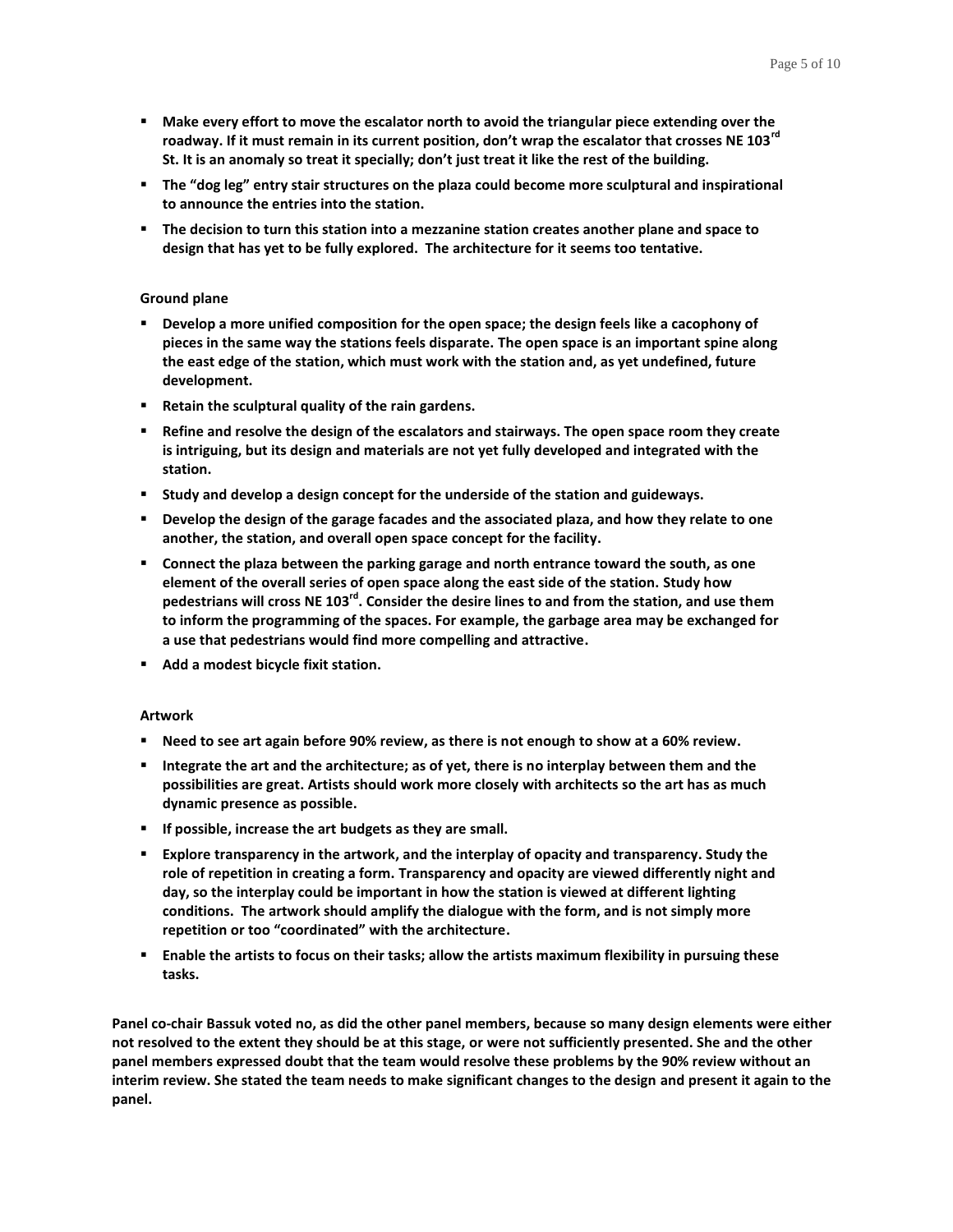- **Make every effort to move the escalator north to avoid the triangular piece extending over the roadway. If it must remain in its current position, don't wrap the escalator that crosses NE 103rd St. It is an anomaly so treat it specially; don't just treat it like the rest of the building.**
- **The "dog leg" entry stair structures on the plaza could become more sculptural and inspirational to announce the entries into the station.**
- **The decision to turn this station into a mezzanine station creates another plane and space to design that has yet to be fully explored. The architecture for it seems too tentative.**

**Ground plane**

- **Develop a more unified composition for the open space; the design feels like a cacophony of pieces in the same way the stations feels disparate. The open space is an important spine along the east edge of the station, which must work with the station and, as yet undefined, future development.**
- **Retain the sculptural quality of the rain gardens.**
- **Refine and resolve the design of the escalators and stairways. The open space room they create is intriguing, but its design and materials are not yet fully developed and integrated with the station.**
- **Study and develop a design concept for the underside of the station and guideways.**
- **Develop the design of the garage facades and the associated plaza, and how they relate to one another, the station, and overall open space concept for the facility.**
- **Connect the plaza between the parking garage and north entrance toward the south, as one element of the overall series of open space along the east side of the station. Study how pedestrians will cross NE 103rd. Consider the desire lines to and from the station, and use them to inform the programming of the spaces. For example, the garbage area may be exchanged for a use that pedestrians would find more compelling and attractive.**
- **Add a modest bicycle fixit station.**

**Artwork**

- **Need to see art again before 90% review, as there is not enough to show at a 60% review.**
- **Integrate the art and the architecture; as of yet, there is no interplay between them and the possibilities are great. Artists should work more closely with architects so the art has as much dynamic presence as possible.**
- **If possible, increase the art budgets as they are small.**
- **Explore transparency in the artwork, and the interplay of opacity and transparency. Study the role of repetition in creating a form. Transparency and opacity are viewed differently night and day, so the interplay could be important in how the station is viewed at different lighting conditions. The artwork should amplify the dialogue with the form, and is not simply more repetition or too "coordinated" with the architecture.**
- **Enable the artists to focus on their tasks; allow the artists maximum flexibility in pursuing these tasks.**

**Panel co-chair Bassuk voted no, as did the other panel members, because so many design elements were either not resolved to the extent they should be at this stage, or were not sufficiently presented. She and the other panel members expressed doubt that the team would resolve these problems by the 90% review without an interim review. She stated the team needs to make significant changes to the design and present it again to the panel.**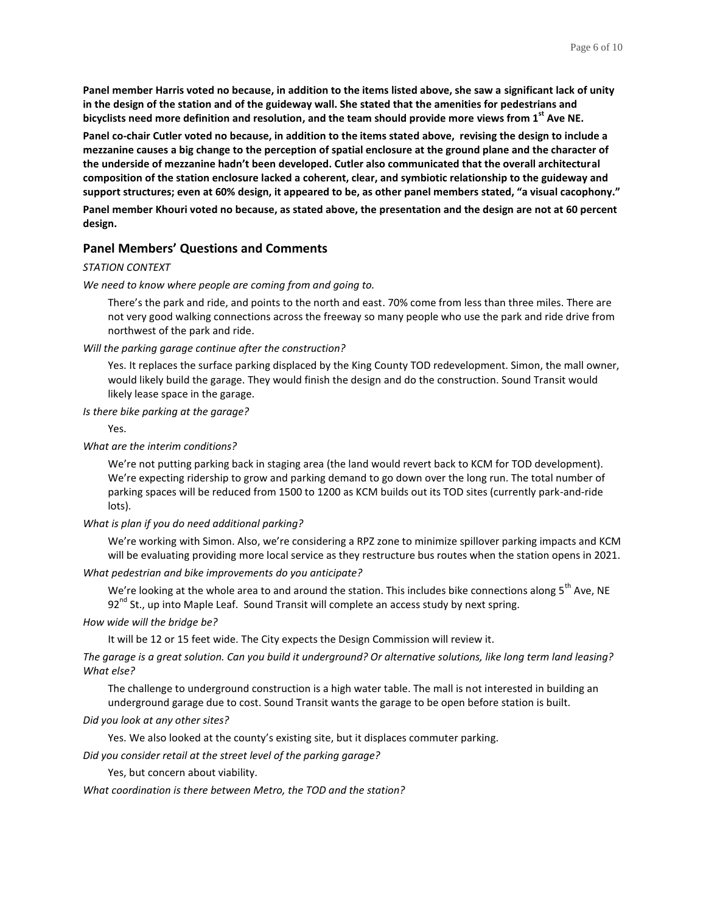**Panel member Harris voted no because, in addition to the items listed above, she saw a significant lack of unity in the design of the station and of the guideway wall. She stated that the amenities for pedestrians and bicyclists need more definition and resolution, and the team should provide more views from 1st Ave NE.**

**Panel co-chair Cutler voted no because, in addition to the items stated above, revising the design to include a mezzanine causes a big change to the perception of spatial enclosure at the ground plane and the character of the underside of mezzanine hadn't been developed. Cutler also communicated that the overall architectural composition of the station enclosure lacked a coherent, clear, and symbiotic relationship to the guideway and support structures; even at 60% design, it appeared to be, as other panel members stated, "a visual cacophony."**

**Panel member Khouri voted no because, as stated above, the presentation and the design are not at 60 percent design.**

## Panel Members' Questions and Comments

*STATION CONTEXT*

*We need to know where people are coming from and going to.*

There's the park and ride, and points to the north and east. 70% come from less than three miles. There are not very good walking connections across the freeway so many people who use the park and ride drive from northwest of the park and ride.

*Will the parking garage continue after the construction?*

Yes. It replaces the surface parking displaced by the King County TOD redevelopment. Simon, the mall owner, would likely build the garage. They would finish the design and do the construction. Sound Transit would likely lease space in the garage.

*Is there bike parking at the garage?*

Yes.

*What are the interim conditions?*

We're not putting parking back in staging area (the land would revert back to KCM for TOD development). We're expecting ridership to grow and parking demand to go down over the long run. The total number of parking spaces will be reduced from 1500 to 1200 as KCM builds out its TOD sites (currently park-and-ride lots).

*What is plan if you do need additional parking?*

We're working with Simon. Also, we're considering a RPZ zone to minimize spillover parking impacts and KCM will be evaluating providing more local service as they restructure bus routes when the station opens in 2021.

*What pedestrian and bike improvements do you anticipate?*

We're looking at the whole area to and around the station. This includes bike connections along 5th Ave, NE 92nd St., up into Maple Leaf. Sound Transit will complete an access study by next spring.

*How wide will the bridge be?*

It will be 12 or 15 feet wide. The City expects the Design Commission will review it.

*The garage is a great solution. Can you build it underground? Or alternative solutions, like long term land leasing? What else?*

The challenge to underground construction is a high water table. The mall is not interested in building an underground garage due to cost. Sound Transit wants the garage to be open before station is built.

*Did you look at any other sites?*

Yes. We also looked at the county's existing site, but it displaces commuter parking.

*Did you consider retail at the street level of the parking garage?*

Yes, but concern about viability.

*What coordination is there between Metro, the TOD and the station?*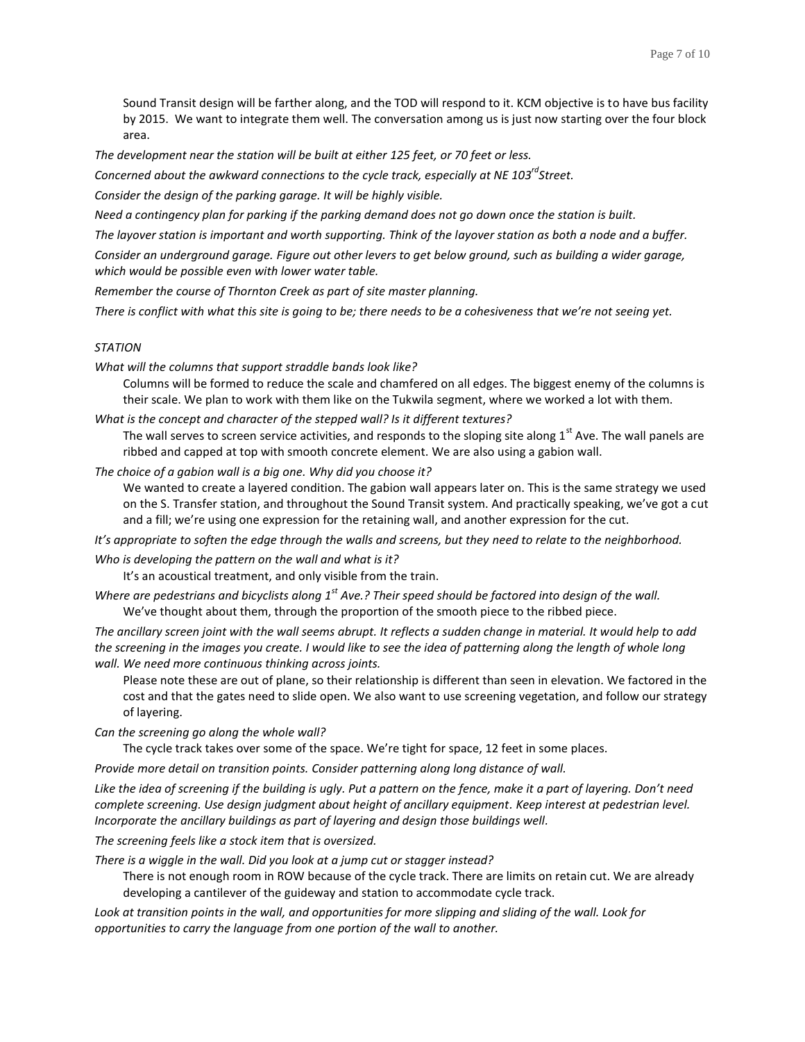Sound Transit design will be farther along, and the TOD will respond to it. KCM objective is to have bus facility by 2015. We want to integrate them well. The conversation among us is just now starting over the four block area.

*The development near the station will be built at either 125 feet, or 70 feet or less.*

*Concerned about the awkward connections to the cycle track, especially at NE 103rd Street.*

*Consider the design of the parking garage. It will be highly visible.*

*Need a contingency plan for parking if the parking demand does not go down once the station is built.*

*The layover station is important and worth supporting. Think of the layover station as both a node and a buffer.*

*Consider an underground garage. Figure out other levers to get below ground, such as building a wider garage, which would be possible even with lower water table.*

*Remember the course of Thornton Creek as part of site master planning.*

*There is conflict with what this site is going to be; there needs to be a cohesiveness that we're not seeing yet.*

*STATION*

*What will the columns that support straddle bands look like?*

Columns will be formed to reduce the scale and chamfered on all edges. The biggest enemy of the columns is their scale. We plan to work with them like on the Tukwila segment, where we worked a lot with them.

*What is the concept and character of the stepped wall? Is it different textures?*

The wall serves to screen service activities, and responds to the sloping site along 1st Ave. The wall panels are ribbed and capped at top with smooth concrete element. We are also using a gabion wall.

*The choice of a gabion wall is a big one. Why did you choose it?*

We wanted to create a layered condition. The gabion wall appears later on. This is the same strategy we used on the S. Transfer station, and throughout the Sound Transit system. And practically speaking, we've got a cut and a fill; we're using one expression for the retaining wall, and another expression for the cut.

*It's appropriate to soften the edge through the walls and screens, but they need to relate to the neighborhood.*

*Who is developing the pattern on the wall and what is it?*

It's an acoustical treatment, and only visible from the train.

*Where are pedestrians and bicyclists along 1st Ave.? Their speed should be factored into design of the wall.*

We've thought about them, through the proportion of the smooth piece to the ribbed piece.

*The ancillary screen joint with the wall seems abrupt. It reflects a sudden change in material. It would help to add the screening in the images you create. I would like to see the idea of patterning along the length of whole long wall. We need more continuous thinking across joints.*

Please note these are out of plane, so their relationship is different than seen in elevation. We factored in the cost and that the gates need to slide open. We also want to use screening vegetation, and follow our strategy of layering.

*Can the screening go along the whole wall?*

The cycle track takes over some of the space. We're tight for space, 12 feet in some places.

*Provide more detail on transition points. Consider patterning along long distance of wall.*

*Like the idea of screening if the building is ugly. Put a pattern on the fence, make it a part of layering. Don't need complete screening. Use design judgment about height of ancillary equipment. Keep interest at pedestrian level. Incorporate the ancillary buildings as part of layering and design those buildings well.*

*The screening feels like a stock item that is oversized.*

*There is a wiggle in the wall. Did you look at a jump cut or stagger instead?*

There is not enough room in ROW because of the cycle track. There are limits on retain cut. We are already developing a cantilever of the guideway and station to accommodate cycle track.

*Look at transition points in the wall, and opportunities for more slipping and sliding of the wall. Look for opportunities to carry the language from one portion of the wall to another.*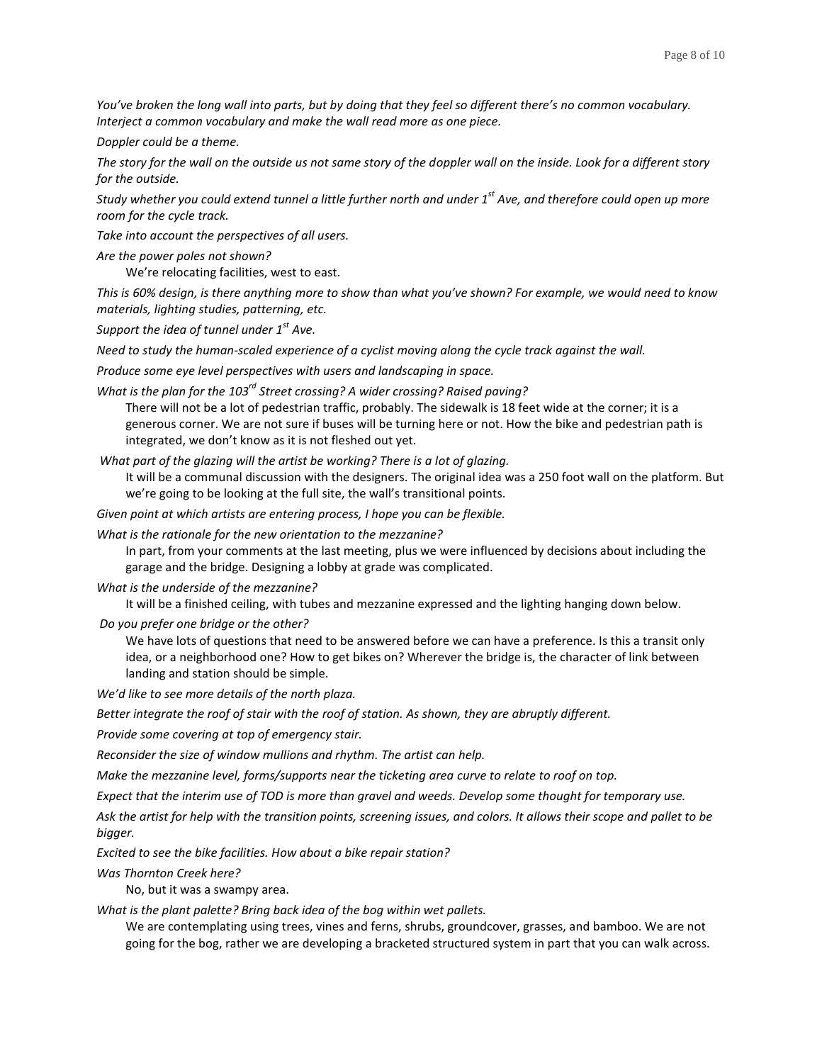*You've broken the long wall into parts, but by doing that they feel so different there's no common vocabulary. Interject a common vocabulary and make the wall read more as one piece.*

*Doppler could be a theme.*

*The story for the wall on the outside us not same story of the doppler wall on the inside. Look for a different story for the outside.*

*Study whether you could extend tunnel a little further north and under 1st Ave, and therefore could open up more room for the cycle track.*

*Take into account the perspectives of all users.*

*Are the power poles not shown?*

We're relocating facilities, west to east.

*This is 60% design, is there anything more to show than what you've shown? For example, we would need to know materials, lighting studies, patterning, etc.*

*Support the idea of tunnel under 1st Ave.*

*Need to study the human-scaled experience of a cyclist moving along the cycle track against the wall.*

*Produce some eye level perspectives with users and landscaping in space.*

*What is the plan for the 103rd Street crossing? A wider crossing? Raised paving?*

There will not be a lot of pedestrian traffic, probably. The sidewalk is 18 feet wide at the corner; it is a generous corner. We are not sure if buses will be turning here or not. How the bike and pedestrian path is integrated, we don't know as it is not fleshed out yet.

*What part of the glazing will the artist be working? There is a lot of glazing.*

It will be a communal discussion with the designers. The original idea was a 250 foot wall on the platform. But we're going to be looking at the full site, the wall's transitional points.

*Given point at which artists are entering process, I hope you can be flexible.*

*What is the rationale for the new orientation to the mezzanine?*

In part, from your comments at the last meeting, plus we were influenced by decisions about including the garage and the bridge. Designing a lobby at grade was complicated.

*What is the underside of the mezzanine?*

It will be a finished ceiling, with tubes and mezzanine expressed and the lighting hanging down below.

*Do you prefer one bridge or the other?*

We have lots of questions that need to be answered before we can have a preference. Is this a transit only idea, or a neighborhood one? How to get bikes on? Wherever the bridge is, the character of link between landing and station should be simple.

*We'd like to see more details of the north plaza.*

*Better integrate the roof of stair with the roof of station. As shown, they are abruptly different.*

*Provide some covering at top of emergency stair.*

*Reconsider the size of window mullions and rhythm. The artist can help.*

*Make the mezzanine level, forms/supports near the ticketing area curve to relate to roof on top.*

*Expect that the interim use of TOD is more than gravel and weeds. Develop some thought for temporary use.*

*Ask the artist for help with the transition points, screening issues, and colors. It allows their scope and pallet to be bigger.*

*Excited to see the bike facilities. How about a bike repair station?*

*Was Thornton Creek here?*

No, but it was a swampy area.

*What is the plant palette? Bring back idea of the bog within wet pallets.*

We are contemplating using trees, vines and ferns, shrubs, groundcover, grasses, and bamboo. We are not going for the bog, rather we are developing a bracketed structured system in part that you can walk across.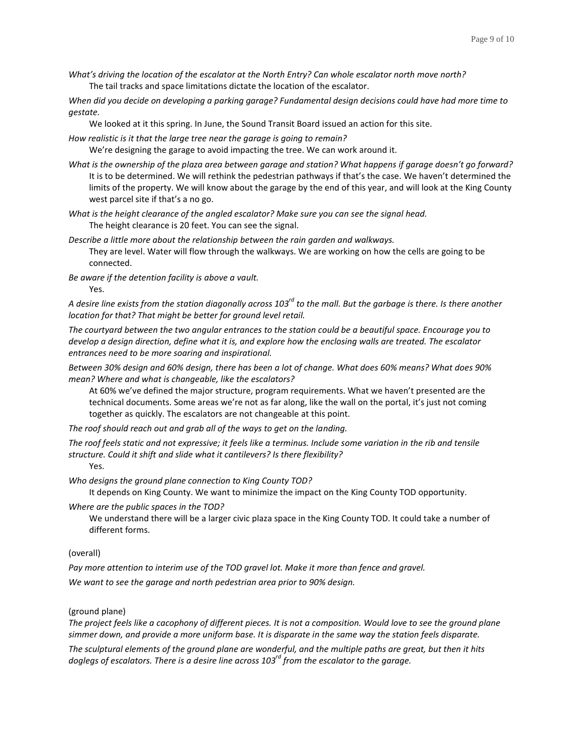*What's driving the location of the escalator at the North Entry? Can whole escalator north move north?*

The tail tracks and space limitations dictate the location of the escalator.

*When did you decide on developing a parking garage? Fundamental design decisions could have had more time to gestate.*

We looked at it this spring. In June, the Sound Transit Board issued an action for this site.

*How realistic is it that the large tree near the garage is going to remain?*

We're designing the garage to avoid impacting the tree. We can work around it.

*What is the ownership of the plaza area between garage and station? What happens if garage doesn't go forward?*

It is to be determined. We will rethink the pedestrian pathways if that's the case. We haven't determined the limits of the property. We will know about the garage by the end of this year, and will look at the King County west parcel site if that's a no go.

*What is the height clearance of the angled escalator? Make sure you can see the signal head.*

The height clearance is 20 feet. You can see the signal.

*Describe a little more about the relationship between the rain garden and walkways.*

They are level. Water will flow through the walkways. We are working on how the cells are going to be connected.

*Be aware if the detention facility is above a vault.*

Yes.

*A desire line exists from the station diagonally across 103rd to the mall. But the garbage is there. Is there another location for that? That might be better for ground level retail.*

*The courtyard between the two angular entrances to the station could be a beautiful space. Encourage you to develop a design direction, define what it is, and explore how the enclosing walls are treated. The escalator entrances need to be more soaring and inspirational.*

*Between 30% design and 60% design, there has been a lot of change. What does 60% means? What does 90% mean? Where and what is changeable, like the escalators?*

At 60% we've defined the major structure, program requirements. What we haven't presented are the technical documents. Some areas we're not as far along, like the wall on the portal, it's just not coming together as quickly. The escalators are not changeable at this point.

*The roof should reach out and grab all of the ways to get on the landing.*

*The roof feels static and not expressive; it feels like a terminus. Include some variation in the rib and tensile structure. Could it shift and slide what it cantilevers? Is there flexibility?*

Yes.

*Who designs the ground plane connection to King County TOD?*

It depends on King County. We want to minimize the impact on the King County TOD opportunity.

*Where are the public spaces in the TOD?*

We understand there will be a larger civic plaza space in the King County TOD. It could take a number of different forms.

(overall)

*Pay more attention to interim use of the TOD gravel lot. Make it more than fence and gravel.*

*We want to see the garage and north pedestrian area prior to 90% design.*

(ground plane)

*The project feels like a cacophony of different pieces. It is not a composition. Would love to see the ground plane simmer down, and provide a more uniform base. It is disparate in the same way the station feels disparate.*

*The sculptural elements of the ground plane are wonderful, and the multiple paths are great, but then it hits doglegs of escalators. There is a desire line across 103rd from the escalator to the garage.*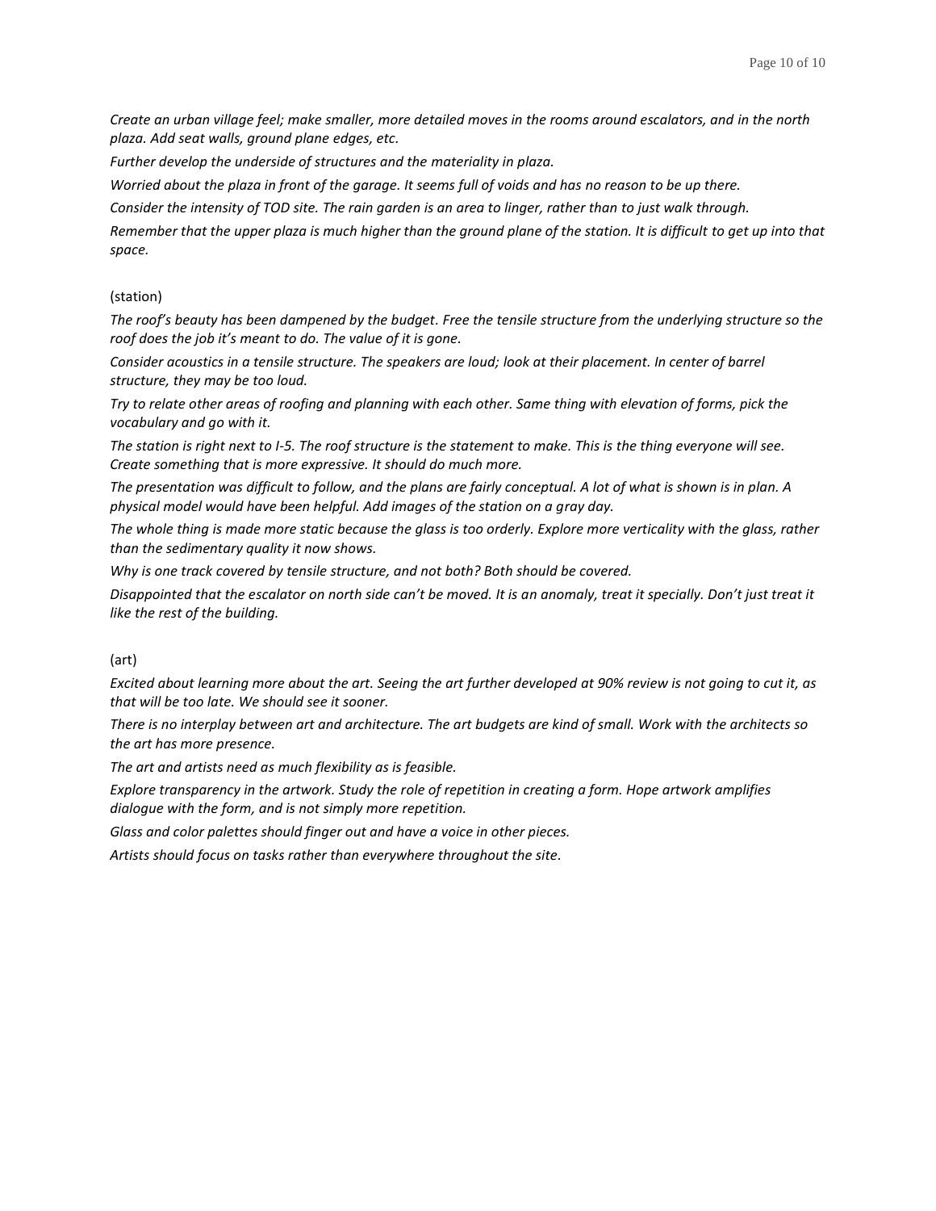*Create an urban village feel; make smaller, more detailed moves in the rooms around escalators, and in the north plaza. Add seat walls, ground plane edges, etc.*

*Further develop the underside of structures and the materiality in plaza.*

*Worried about the plaza in front of the garage. It seems full of voids and has no reason to be up there.*

*Consider the intensity of TOD site. The rain garden is an area to linger, rather than to just walk through.*

*Remember that the upper plaza is much higher than the ground plane of the station. It is difficult to get up into that space.*

(station)

*The roof's beauty has been dampened by the budget. Free the tensile structure from the underlying structure so the roof does the job it's meant to do. The value of it is gone.*

*Consider acoustics in a tensile structure. The speakers are loud; look at their placement. In center of barrel structure, they may be too loud.*

*Try to relate other areas of roofing and planning with each other. Same thing with elevation of forms, pick the vocabulary and go with it.*

*The station is right next to I-5. The roof structure is the statement to make. This is the thing everyone will see. Create something that is more expressive. It should do much more.*

*The presentation was difficult to follow, and the plans are fairly conceptual. A lot of what is shown is in plan. A physical model would have been helpful. Add images of the station on a gray day.*

*The whole thing is made more static because the glass is too orderly. Explore more verticality with the glass, rather than the sedimentary quality it now shows.*

*Why is one track covered by tensile structure, and not both? Both should be covered.*

*Disappointed that the escalator on north side can't be moved. It is an anomaly, treat it specially. Don't just treat it like the rest of the building.*

(art)

*Excited about learning more about the art. Seeing the art further developed at 90% review is not going to cut it, as that will be too late. We should see it sooner.*

*There is no interplay between art and architecture. The art budgets are kind of small. Work with the architects so the art has more presence.*

*The art and artists need as much flexibility as is feasible.*

*Explore transparency in the artwork. Study the role of repetition in creating a form. Hope artwork amplifies dialogue with the form, and is not simply more repetition.*

*Glass and color palettes should finger out and have a voice in other pieces.*

*Artists should focus on tasks rather than everywhere throughout the site.*